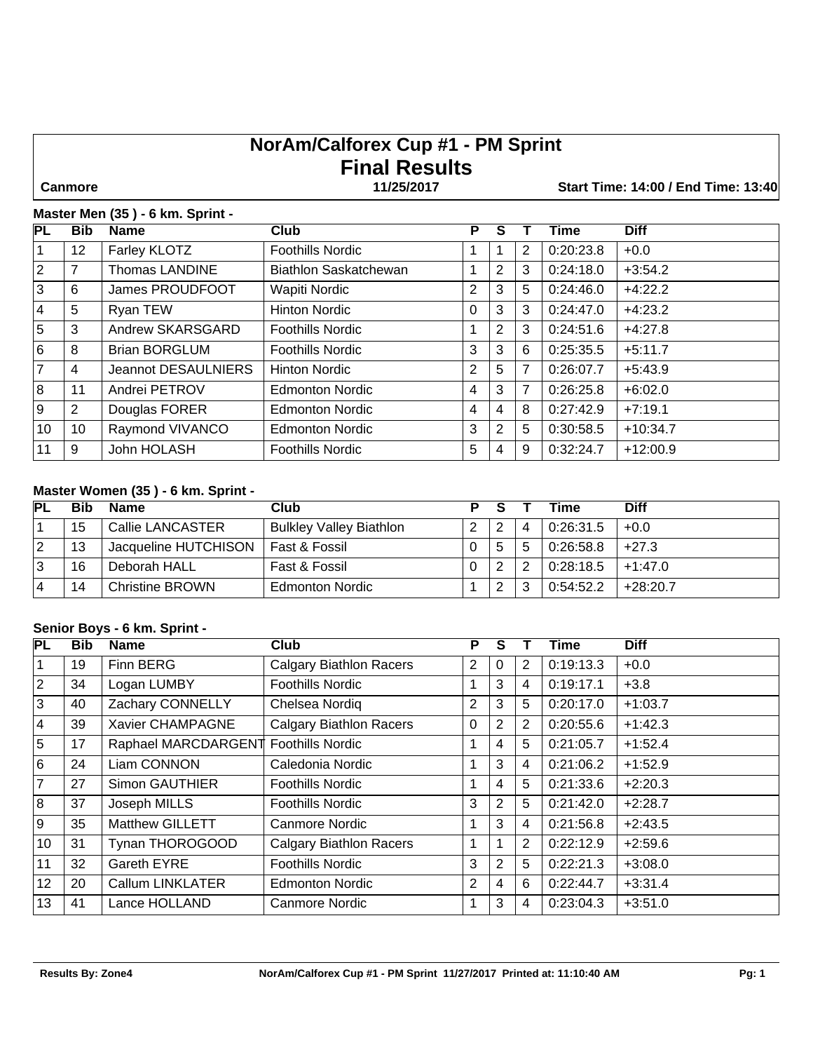# NorAm/Calforex Cup #1 - PM Sprint
# Final Results

**Canmore** **11/25/2017** **Start Time: 14:00 / End Time: 13:40**

### Master Men (35 ) - 6 km. Sprint -

| PL | Bib | Name | Club | P | S | T | Time | Diff |
|---|---|---|---|---|---|---|---|---|
| 1 | 12 | Farley KLOTZ | Foothills Nordic | 1 | 1 | 2 | 0:20:23.8 | +0.0 |
| 2 | 7 | Thomas LANDINE | Biathlon Saskatchewan | 1 | 2 | 3 | 0:24:18.0 | +3:54.2 |
| 3 | 6 | James PROUDFOOT | Wapiti Nordic | 2 | 3 | 5 | 0:24:46.0 | +4:22.2 |
| 4 | 5 | Ryan TEW | Hinton Nordic | 0 | 3 | 3 | 0:24:47.0 | +4:23.2 |
| 5 | 3 | Andrew SKARSGARD | Foothills Nordic | 1 | 2 | 3 | 0:24:51.6 | +4:27.8 |
| 6 | 8 | Brian BORGLUM | Foothills Nordic | 3 | 3 | 6 | 0:25:35.5 | +5:11.7 |
| 7 | 4 | Jeannot DESAULNIERS | Hinton Nordic | 2 | 5 | 7 | 0:26:07.7 | +5:43.9 |
| 8 | 11 | Andrei PETROV | Edmonton Nordic | 4 | 3 | 7 | 0:26:25.8 | +6:02.0 |
| 9 | 2 | Douglas FORER | Edmonton Nordic | 4 | 4 | 8 | 0:27:42.9 | +7:19.1 |
| 10 | 10 | Raymond VIVANCO | Edmonton Nordic | 3 | 2 | 5 | 0:30:58.5 | +10:34.7 |
| 11 | 9 | John HOLASH | Foothills Nordic | 5 | 4 | 9 | 0:32:24.7 | +12:00.9 |

### Master Women (35 ) - 6 km. Sprint -

| PL | Bib | Name | Club | P | S | T | Time | Diff |
|---|---|---|---|---|---|---|---|---|
| 1 | 15 | Callie LANCASTER | Bulkley Valley Biathlon | 2 | 2 | 4 | 0:26:31.5 | +0.0 |
| 2 | 13 | Jacqueline HUTCHISON | Fast & Fossil | 0 | 5 | 5 | 0:26:58.8 | +27.3 |
| 3 | 16 | Deborah HALL | Fast & Fossil | 0 | 2 | 2 | 0:28:18.5 | +1:47.0 |
| 4 | 14 | Christine BROWN | Edmonton Nordic | 1 | 2 | 3 | 0:54:52.2 | +28:20.7 |

### Senior Boys - 6 km. Sprint -

| PL | Bib | Name | Club | P | S | T | Time | Diff |
|---|---|---|---|---|---|---|---|---|
| 1 | 19 | Finn BERG | Calgary Biathlon Racers | 2 | 0 | 2 | 0:19:13.3 | +0.0 |
| 2 | 34 | Logan LUMBY | Foothills Nordic | 1 | 3 | 4 | 0:19:17.1 | +3.8 |
| 3 | 40 | Zachary CONNELLY | Chelsea Nordiq | 2 | 3 | 5 | 0:20:17.0 | +1:03.7 |
| 4 | 39 | Xavier CHAMPAGNE | Calgary Biathlon Racers | 0 | 2 | 2 | 0:20:55.6 | +1:42.3 |
| 5 | 17 | Raphael MARCDARGENT | Foothills Nordic | 1 | 4 | 5 | 0:21:05.7 | +1:52.4 |
| 6 | 24 | Liam CONNON | Caledonia Nordic | 1 | 3 | 4 | 0:21:06.2 | +1:52.9 |
| 7 | 27 | Simon GAUTHIER | Foothills Nordic | 1 | 4 | 5 | 0:21:33.6 | +2:20.3 |
| 8 | 37 | Joseph MILLS | Foothills Nordic | 3 | 2 | 5 | 0:21:42.0 | +2:28.7 |
| 9 | 35 | Matthew GILLETT | Canmore Nordic | 1 | 3 | 4 | 0:21:56.8 | +2:43.5 |
| 10 | 31 | Tynan THOROGOOD | Calgary Biathlon Racers | 1 | 1 | 2 | 0:22:12.9 | +2:59.6 |
| 11 | 32 | Gareth EYRE | Foothills Nordic | 3 | 2 | 5 | 0:22:21.3 | +3:08.0 |
| 12 | 20 | Callum LINKLATER | Edmonton Nordic | 2 | 4 | 6 | 0:22:44.7 | +3:31.4 |
| 13 | 41 | Lance HOLLAND | Canmore Nordic | 1 | 3 | 4 | 0:23:04.3 | +3:51.0 |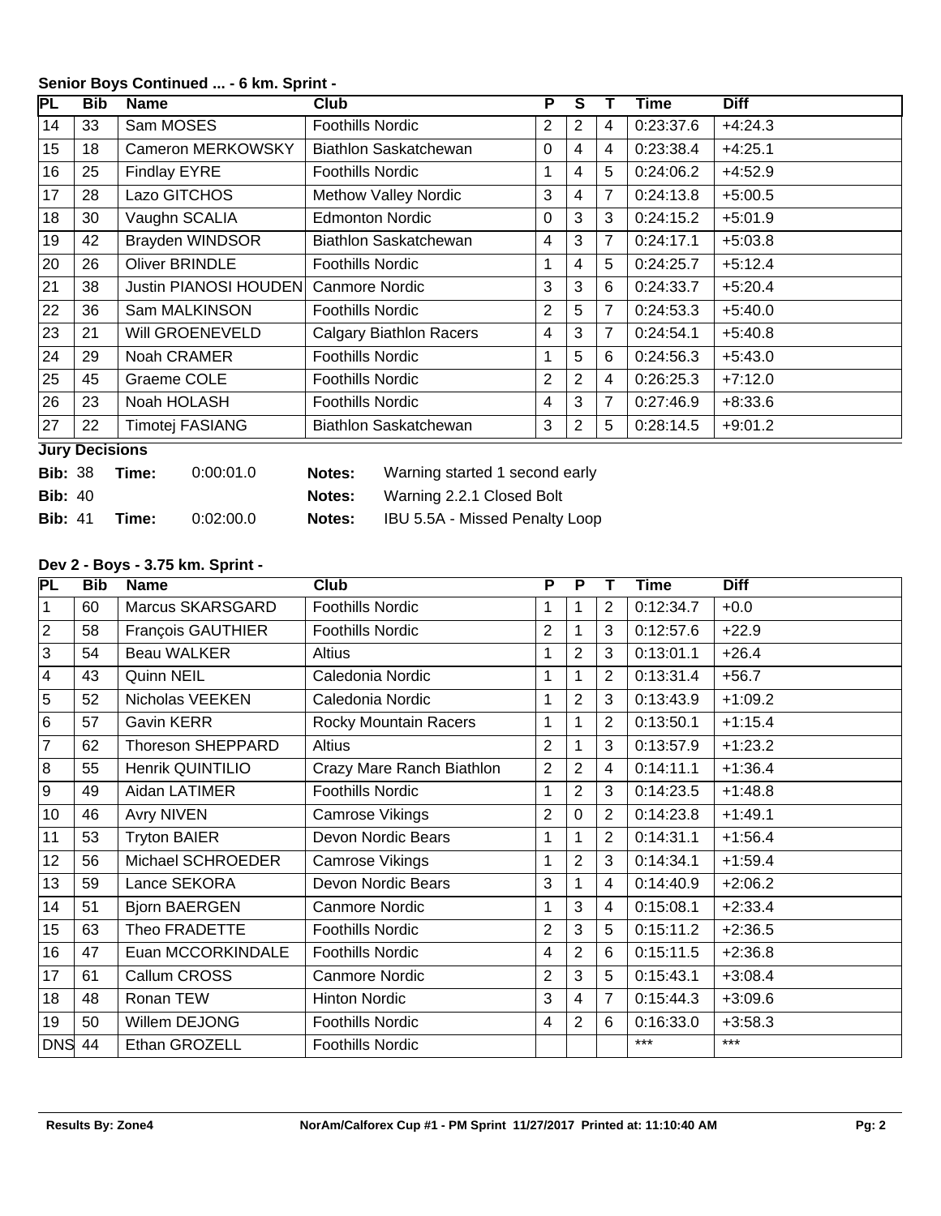**Senior Boys Continued ... - 6 km. Sprint -**

| PL | Bib | Name | Club | P | S | T | Time | Diff |
|---|---|---|---|---|---|---|---|---|
| 14 | 33 | Sam MOSES | Foothills Nordic | 2 | 2 | 4 | 0:23:37.6 | +4:24.3 |
| 15 | 18 | Cameron MERKOWSKY | Biathlon Saskatchewan | 0 | 4 | 4 | 0:23:38.4 | +4:25.1 |
| 16 | 25 | Findlay EYRE | Foothills Nordic | 1 | 4 | 5 | 0:24:06.2 | +4:52.9 |
| 17 | 28 | Lazo GITCHOS | Methow Valley Nordic | 3 | 4 | 7 | 0:24:13.8 | +5:00.5 |
| 18 | 30 | Vaughn SCALIA | Edmonton Nordic | 0 | 3 | 3 | 0:24:15.2 | +5:01.9 |
| 19 | 42 | Brayden WINDSOR | Biathlon Saskatchewan | 4 | 3 | 7 | 0:24:17.1 | +5:03.8 |
| 20 | 26 | Oliver BRINDLE | Foothills Nordic | 1 | 4 | 5 | 0:24:25.7 | +5:12.4 |
| 21 | 38 | Justin PIANOSI HOUDEN | Canmore Nordic | 3 | 3 | 6 | 0:24:33.7 | +5:20.4 |
| 22 | 36 | Sam MALKINSON | Foothills Nordic | 2 | 5 | 7 | 0:24:53.3 | +5:40.0 |
| 23 | 21 | Will GROENEVELD | Calgary Biathlon Racers | 4 | 3 | 7 | 0:24:54.1 | +5:40.8 |
| 24 | 29 | Noah CRAMER | Foothills Nordic | 1 | 5 | 6 | 0:24:56.3 | +5:43.0 |
| 25 | 45 | Graeme COLE | Foothills Nordic | 2 | 2 | 4 | 0:26:25.3 | +7:12.0 |
| 26 | 23 | Noah HOLASH | Foothills Nordic | 4 | 3 | 7 | 0:27:46.9 | +8:33.6 |
| 27 | 22 | Timotej FASIANG | Biathlon Saskatchewan | 3 | 2 | 5 | 0:28:14.5 | +9:01.2 |

**Jury Decisions**

**Bib:** 38 **Time:** 0:00:01.0 **Notes:** Warning started 1 second early

**Bib:** 40 **Notes:** Warning 2.2.1 Closed Bolt

**Bib:** 41 **Time:** 0:02:00.0 **Notes:** IBU 5.5A - Missed Penalty Loop

**Dev 2 - Boys - 3.75 km. Sprint -**

| PL | Bib | Name | Club | P | P | T | Time | Diff |
|---|---|---|---|---|---|---|---|---|
| 1 | 60 | Marcus SKARSGARD | Foothills Nordic | 1 | 1 | 2 | 0:12:34.7 | +0.0 |
| 2 | 58 | François GAUTHIER | Foothills Nordic | 2 | 1 | 3 | 0:12:57.6 | +22.9 |
| 3 | 54 | Beau WALKER | Altius | 1 | 2 | 3 | 0:13:01.1 | +26.4 |
| 4 | 43 | Quinn NEIL | Caledonia Nordic | 1 | 1 | 2 | 0:13:31.4 | +56.7 |
| 5 | 52 | Nicholas VEEKEN | Caledonia Nordic | 1 | 2 | 3 | 0:13:43.9 | +1:09.2 |
| 6 | 57 | Gavin KERR | Rocky Mountain Racers | 1 | 1 | 2 | 0:13:50.1 | +1:15.4 |
| 7 | 62 | Thoreson SHEPPARD | Altius | 2 | 1 | 3 | 0:13:57.9 | +1:23.2 |
| 8 | 55 | Henrik QUINTILIO | Crazy Mare Ranch Biathlon | 2 | 2 | 4 | 0:14:11.1 | +1:36.4 |
| 9 | 49 | Aidan LATIMER | Foothills Nordic | 1 | 2 | 3 | 0:14:23.5 | +1:48.8 |
| 10 | 46 | Avry NIVEN | Camrose Vikings | 2 | 0 | 2 | 0:14:23.8 | +1:49.1 |
| 11 | 53 | Tryton BAIER | Devon Nordic Bears | 1 | 1 | 2 | 0:14:31.1 | +1:56.4 |
| 12 | 56 | Michael SCHROEDER | Camrose Vikings | 1 | 2 | 3 | 0:14:34.1 | +1:59.4 |
| 13 | 59 | Lance SEKORA | Devon Nordic Bears | 3 | 1 | 4 | 0:14:40.9 | +2:06.2 |
| 14 | 51 | Bjorn BAERGEN | Canmore Nordic | 1 | 3 | 4 | 0:15:08.1 | +2:33.4 |
| 15 | 63 | Theo FRADETTE | Foothills Nordic | 2 | 3 | 5 | 0:15:11.2 | +2:36.5 |
| 16 | 47 | Euan MCCORKINDALE | Foothills Nordic | 4 | 2 | 6 | 0:15:11.5 | +2:36.8 |
| 17 | 61 | Callum CROSS | Canmore Nordic | 2 | 3 | 5 | 0:15:43.1 | +3:08.4 |
| 18 | 48 | Ronan TEW | Hinton Nordic | 3 | 4 | 7 | 0:15:44.3 | +3:09.6 |
| 19 | 50 | Willem DEJONG | Foothills Nordic | 4 | 2 | 6 | 0:16:33.0 | +3:58.3 |
| DNS | 44 | Ethan GROZELL | Foothills Nordic | | | | *** | *** |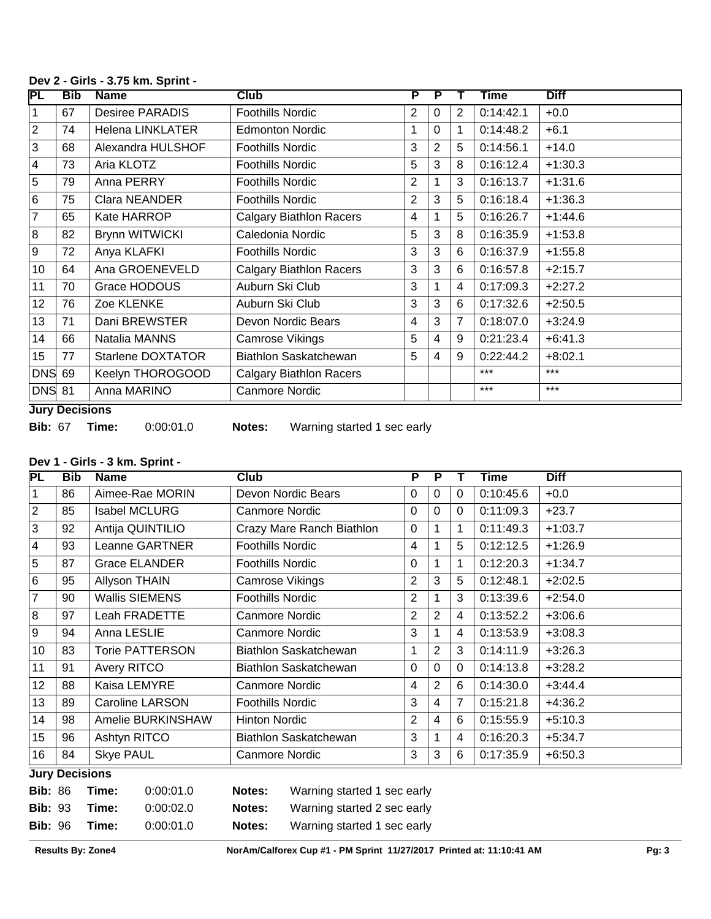### Dev 2 - Girls - 3.75 km. Sprint -

| PL | Bib | Name | Club | P | P | T | Time | Diff |
|---|---|---|---|---|---|---|---|---|
| 1 | 67 | Desiree PARADIS | Foothills Nordic | 2 | 0 | 2 | 0:14:42.1 | +0.0 |
| 2 | 74 | Helena LINKLATER | Edmonton Nordic | 1 | 0 | 1 | 0:14:48.2 | +6.1 |
| 3 | 68 | Alexandra HULSHOF | Foothills Nordic | 3 | 2 | 5 | 0:14:56.1 | +14.0 |
| 4 | 73 | Aria KLOTZ | Foothills Nordic | 5 | 3 | 8 | 0:16:12.4 | +1:30.3 |
| 5 | 79 | Anna PERRY | Foothills Nordic | 2 | 1 | 3 | 0:16:13.7 | +1:31.6 |
| 6 | 75 | Clara NEANDER | Foothills Nordic | 2 | 3 | 5 | 0:16:18.4 | +1:36.3 |
| 7 | 65 | Kate HARROP | Calgary Biathlon Racers | 4 | 1 | 5 | 0:16:26.7 | +1:44.6 |
| 8 | 82 | Brynn WITWICKI | Caledonia Nordic | 5 | 3 | 8 | 0:16:35.9 | +1:53.8 |
| 9 | 72 | Anya KLAFKI | Foothills Nordic | 3 | 3 | 6 | 0:16:37.9 | +1:55.8 |
| 10 | 64 | Ana GROENEVELD | Calgary Biathlon Racers | 3 | 3 | 6 | 0:16:57.8 | +2:15.7 |
| 11 | 70 | Grace HODOUS | Auburn Ski Club | 3 | 1 | 4 | 0:17:09.3 | +2:27.2 |
| 12 | 76 | Zoe KLENKE | Auburn Ski Club | 3 | 3 | 6 | 0:17:32.6 | +2:50.5 |
| 13 | 71 | Dani BREWSTER | Devon Nordic Bears | 4 | 3 | 7 | 0:18:07.0 | +3:24.9 |
| 14 | 66 | Natalia MANNS | Camrose Vikings | 5 | 4 | 9 | 0:21:23.4 | +6:41.3 |
| 15 | 77 | Starlene DOXTATOR | Biathlon Saskatchewan | 5 | 4 | 9 | 0:22:44.2 | +8:02.1 |
| DNS | 69 | Keelyn THOROGOOD | Calgary Biathlon Racers | | | | *** | *** |
| DNS | 81 | Anna MARINO | Canmore Nordic | | | | *** | *** |

**Jury Decisions**

| Bib: | Time: | Notes: |
|---|---|---|
| 67 | 0:00:01.0 | Warning started 1 sec early |

### Dev 1 - Girls - 3 km. Sprint -

| PL | Bib | Name | Club | P | P | T | Time | Diff |
|---|---|---|---|---|---|---|---|---|
| 1 | 86 | Aimee-Rae MORIN | Devon Nordic Bears | 0 | 0 | 0 | 0:10:45.6 | +0.0 |
| 2 | 85 | Isabel MCLURG | Canmore Nordic | 0 | 0 | 0 | 0:11:09.3 | +23.7 |
| 3 | 92 | Antija QUINTILIO | Crazy Mare Ranch Biathlon | 0 | 1 | 1 | 0:11:49.3 | +1:03.7 |
| 4 | 93 | Leanne GARTNER | Foothills Nordic | 4 | 1 | 5 | 0:12:12.5 | +1:26.9 |
| 5 | 87 | Grace ELANDER | Foothills Nordic | 0 | 1 | 1 | 0:12:20.3 | +1:34.7 |
| 6 | 95 | Allyson THAIN | Camrose Vikings | 2 | 3 | 5 | 0:12:48.1 | +2:02.5 |
| 7 | 90 | Wallis SIEMENS | Foothills Nordic | 2 | 1 | 3 | 0:13:39.6 | +2:54.0 |
| 8 | 97 | Leah FRADETTE | Canmore Nordic | 2 | 2 | 4 | 0:13:52.2 | +3:06.6 |
| 9 | 94 | Anna LESLIE | Canmore Nordic | 3 | 1 | 4 | 0:13:53.9 | +3:08.3 |
| 10 | 83 | Torie PATTERSON | Biathlon Saskatchewan | 1 | 2 | 3 | 0:14:11.9 | +3:26.3 |
| 11 | 91 | Avery RITCO | Biathlon Saskatchewan | 0 | 0 | 0 | 0:14:13.8 | +3:28.2 |
| 12 | 88 | Kaisa LEMYRE | Canmore Nordic | 4 | 2 | 6 | 0:14:30.0 | +3:44.4 |
| 13 | 89 | Caroline LARSON | Foothills Nordic | 3 | 4 | 7 | 0:15:21.8 | +4:36.2 |
| 14 | 98 | Amelie BURKINSHAW | Hinton Nordic | 2 | 4 | 6 | 0:15:55.9 | +5:10.3 |
| 15 | 96 | Ashtyn RITCO | Biathlon Saskatchewan | 3 | 1 | 4 | 0:16:20.3 | +5:34.7 |
| 16 | 84 | Skye PAUL | Canmore Nordic | 3 | 3 | 6 | 0:17:35.9 | +6:50.3 |

**Jury Decisions**

| Bib: | Time: | Notes: |
|---|---|---|
| 86 | 0:00:01.0 | Warning started 1 sec early |
| 93 | 0:00:02.0 | Warning started 2 sec early |
| 96 | 0:00:01.0 | Warning started 1 sec early |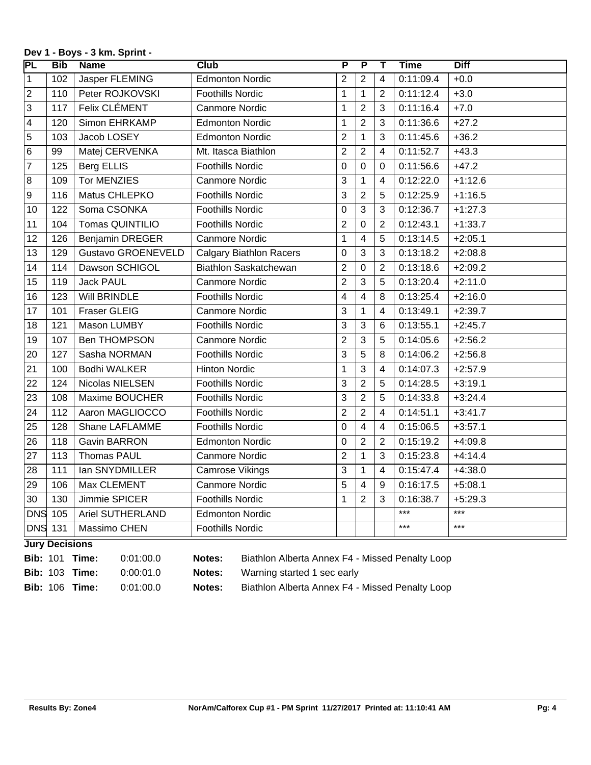**Dev 1 - Boys - 3 km. Sprint -**

| PL | Bib | Name | Club | P | P | T | Time | Diff |
|---|---|---|---|---|---|---|---|---|
| 1 | 102 | Jasper FLEMING | Edmonton Nordic | 2 | 2 | 4 | 0:11:09.4 | +0.0 |
| 2 | 110 | Peter ROJKOVSKI | Foothills Nordic | 1 | 1 | 2 | 0:11:12.4 | +3.0 |
| 3 | 117 | Felix CLÉMENT | Canmore Nordic | 1 | 2 | 3 | 0:11:16.4 | +7.0 |
| 4 | 120 | Simon EHRKAMP | Edmonton Nordic | 1 | 2 | 3 | 0:11:36.6 | +27.2 |
| 5 | 103 | Jacob LOSEY | Edmonton Nordic | 2 | 1 | 3 | 0:11:45.6 | +36.2 |
| 6 | 99 | Matej CERVENKA | Mt. Itasca Biathlon | 2 | 2 | 4 | 0:11:52.7 | +43.3 |
| 7 | 125 | Berg ELLIS | Foothills Nordic | 0 | 0 | 0 | 0:11:56.6 | +47.2 |
| 8 | 109 | Tor MENZIES | Canmore Nordic | 3 | 1 | 4 | 0:12:22.0 | +1:12.6 |
| 9 | 116 | Matus CHLEPKO | Foothills Nordic | 3 | 2 | 5 | 0:12:25.9 | +1:16.5 |
| 10 | 122 | Soma CSONKA | Foothills Nordic | 0 | 3 | 3 | 0:12:36.7 | +1:27.3 |
| 11 | 104 | Tomas QUINTILIO | Foothills Nordic | 2 | 0 | 2 | 0:12:43.1 | +1:33.7 |
| 12 | 126 | Benjamin DREGER | Canmore Nordic | 1 | 4 | 5 | 0:13:14.5 | +2:05.1 |
| 13 | 129 | Gustavo GROENEVELD | Calgary Biathlon Racers | 0 | 3 | 3 | 0:13:18.2 | +2:08.8 |
| 14 | 114 | Dawson SCHIGOL | Biathlon Saskatchewan | 2 | 0 | 2 | 0:13:18.6 | +2:09.2 |
| 15 | 119 | Jack PAUL | Canmore Nordic | 2 | 3 | 5 | 0:13:20.4 | +2:11.0 |
| 16 | 123 | Will BRINDLE | Foothills Nordic | 4 | 4 | 8 | 0:13:25.4 | +2:16.0 |
| 17 | 101 | Fraser GLEIG | Canmore Nordic | 3 | 1 | 4 | 0:13:49.1 | +2:39.7 |
| 18 | 121 | Mason LUMBY | Foothills Nordic | 3 | 3 | 6 | 0:13:55.1 | +2:45.7 |
| 19 | 107 | Ben THOMPSON | Canmore Nordic | 2 | 3 | 5 | 0:14:05.6 | +2:56.2 |
| 20 | 127 | Sasha NORMAN | Foothills Nordic | 3 | 5 | 8 | 0:14:06.2 | +2:56.8 |
| 21 | 100 | Bodhi WALKER | Hinton Nordic | 1 | 3 | 4 | 0:14:07.3 | +2:57.9 |
| 22 | 124 | Nicolas NIELSEN | Foothills Nordic | 3 | 2 | 5 | 0:14:28.5 | +3:19.1 |
| 23 | 108 | Maxime BOUCHER | Foothills Nordic | 3 | 2 | 5 | 0:14:33.8 | +3:24.4 |
| 24 | 112 | Aaron MAGLIOCCO | Foothills Nordic | 2 | 2 | 4 | 0:14:51.1 | +3:41.7 |
| 25 | 128 | Shane LAFLAMME | Foothills Nordic | 0 | 4 | 4 | 0:15:06.5 | +3:57.1 |
| 26 | 118 | Gavin BARRON | Edmonton Nordic | 0 | 2 | 2 | 0:15:19.2 | +4:09.8 |
| 27 | 113 | Thomas PAUL | Canmore Nordic | 2 | 1 | 3 | 0:15:23.8 | +4:14.4 |
| 28 | 111 | Ian SNYDMILLER | Camrose Vikings | 3 | 1 | 4 | 0:15:47.4 | +4:38.0 |
| 29 | 106 | Max CLEMENT | Canmore Nordic | 5 | 4 | 9 | 0:16:17.5 | +5:08.1 |
| 30 | 130 | Jimmie SPICER | Foothills Nordic | 1 | 2 | 3 | 0:16:38.7 | +5:29.3 |
| DNS | 105 | Ariel SUTHERLAND | Edmonton Nordic | | | | *** | *** |
| DNS | 131 | Massimo CHEN | Foothills Nordic | | | | *** | *** |

**Jury Decisions**

| | | | |
|---|---|---|---|
| **Bib:** 101 | **Time:** 0:01:00.0 | **Notes:** | Biathlon Alberta Annex F4 - Missed Penalty Loop |
| **Bib:** 103 | **Time:** 0:00:01.0 | **Notes:** | Warning started 1 sec early |
| **Bib:** 106 | **Time:** 0:01:00.0 | **Notes:** | Biathlon Alberta Annex F4 - Missed Penalty Loop |